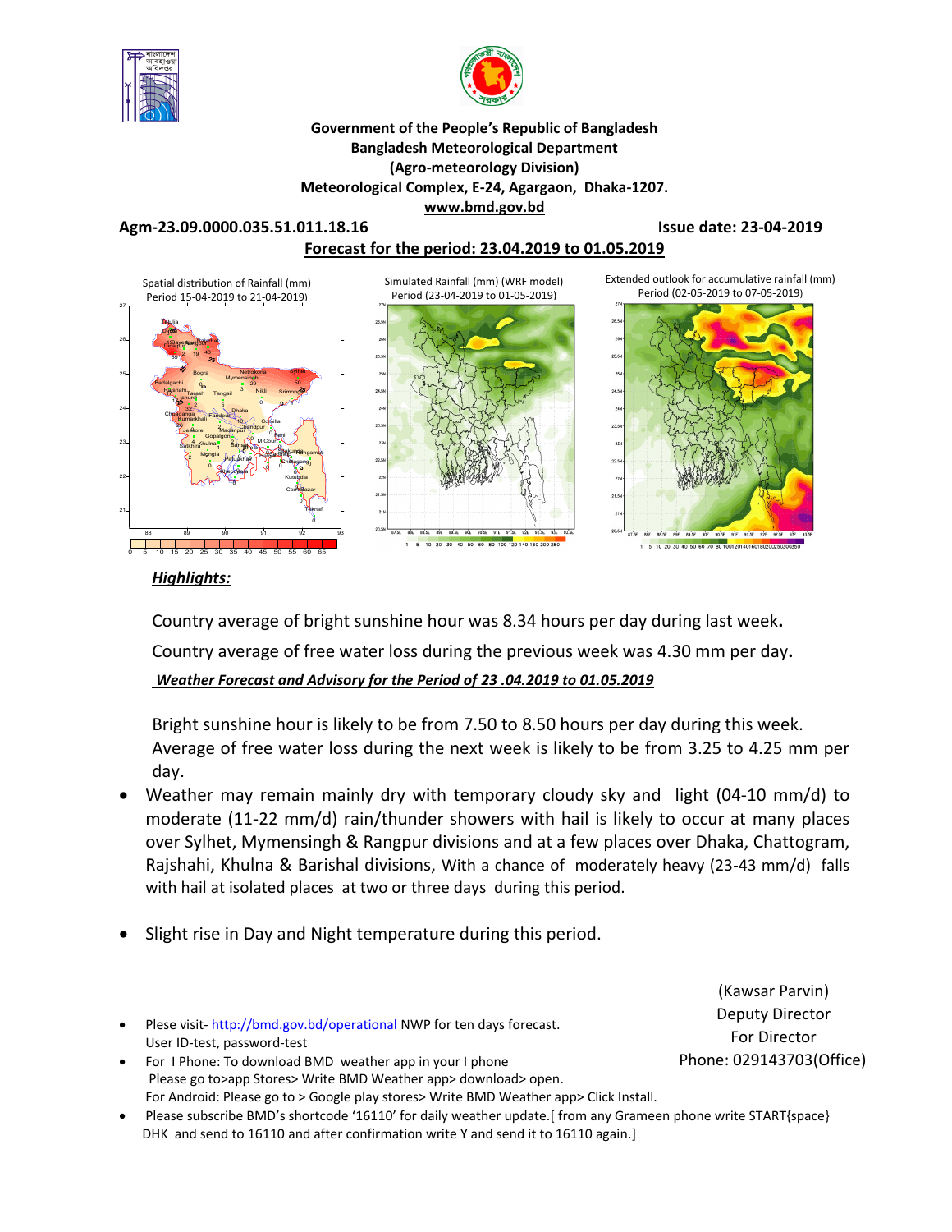**Government of the People's Republic of Bangladesh**
**Bangladesh Meteorological Department**
**(Agro-meteorology Division)**
**Meteorological Complex, E-24, Agargaon, Dhaka-1207.**
**www.bmd.gov.bd**

**Agm-23.09.0000.035.51.011.18.16** **Issue date: 23-04-2019**

**Forecast for the period: 23.04.2019 to 01.05.2019**

Spatial distribution of Rainfall (mm) Period 15-04-2019 to 21-04-2019)

Simulated Rainfall (mm) (WRF model) Period (23-04-2019 to 01-05-2019)

Extended outlook for accumulative rainfall (mm) Period (02-05-2019 to 07-05-2019)

## *Highlights:*

Country average of bright sunshine hour was 8.34 hours per day during last week**.**

Country average of free water loss during the previous week was 4.30 mm per day**.**

***Weather Forecast and Advisory for the Period of 23 .04.2019 to 01.05.2019***

Bright sunshine hour is likely to be from 7.50 to 8.50 hours per day during this week.
Average of free water loss during the next week is likely to be from 3.25 to 4.25 mm per day.

- Weather may remain mainly dry with temporary cloudy sky and light (04-10 mm/d) to moderate (11-22 mm/d) rain/thunder showers with hail is likely to occur at many places over Sylhet, Mymensingh & Rangpur divisions and at a few places over Dhaka, Chattogram, Rajshahi, Khulna & Barishal divisions, With a chance of moderately heavy (23-43 mm/d) falls with hail at isolated places at two or three days during this period.
- Slight rise in Day and Night temperature during this period.

(Kawsar Parvin)
Deputy Director
For Director
Phone: 029143703(Office)

- Plese visit- http://bmd.gov.bd/operational NWP for ten days forecast. User ID-test, password-test
- For I Phone: To download BMD weather app in your I phone Please go to>app Stores> Write BMD Weather app> download> open. For Android: Please go to > Google play stores> Write BMD Weather app> Click Install.
- Please subscribe BMD's shortcode '16110' for daily weather update.[ from any Grameen phone write START{space} DHK and send to 16110 and after confirmation write Y and send it to 16110 again.]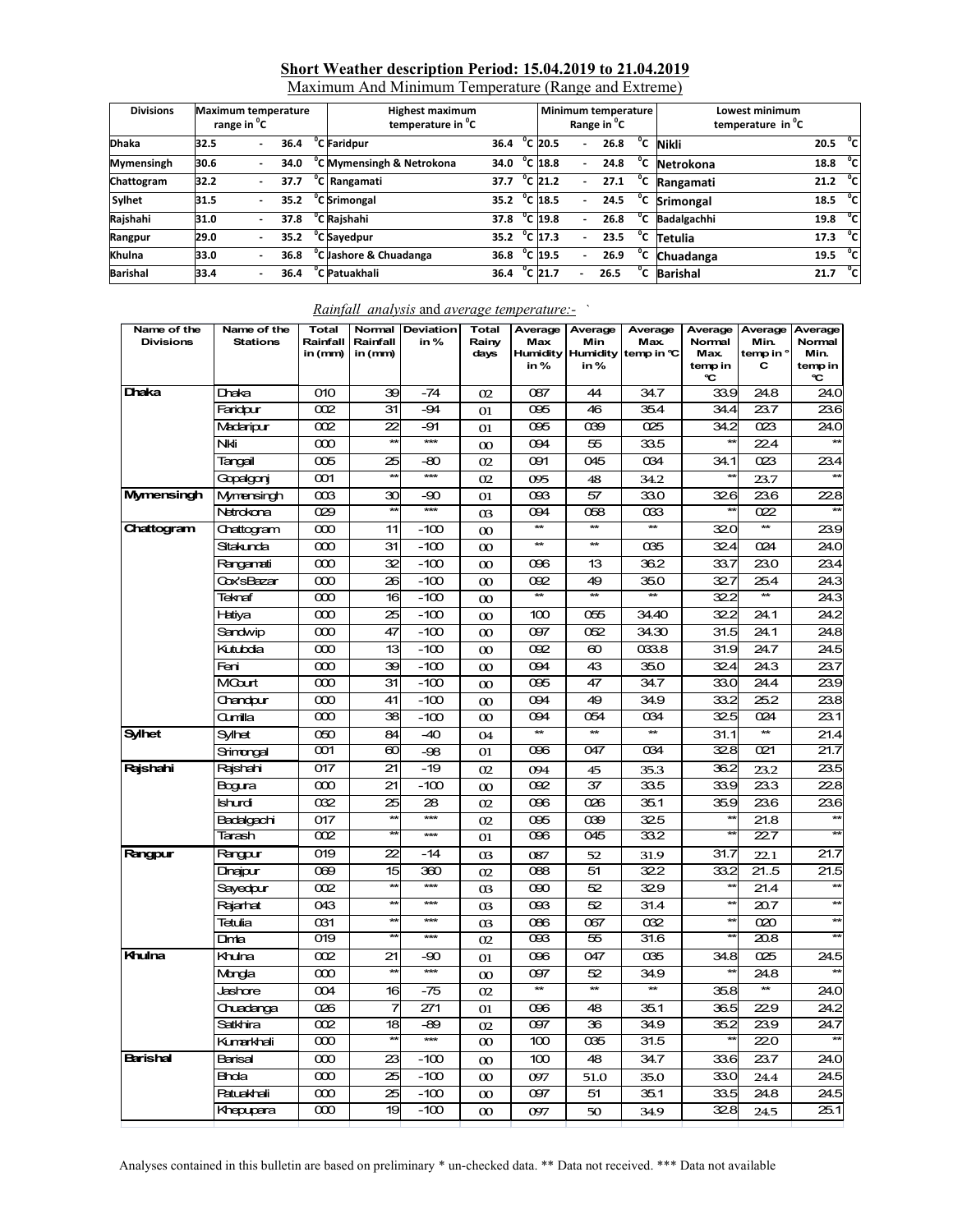## Short Weather description Period: 15.04.2019 to 21.04.2019

Maximum And Minimum Temperature (Range and Extreme)

| Divisions | Maximum temperature range in °C | Highest maximum temperature in °C | | Minimum temperature Range in °C | Lowest minimum temperature in °C | |
|---|---|---|---|---|---|---|
| Dhaka | 32.5 - 36.4 °C | Faridpur | 36.4 °C | 20.5 - 26.8 °C | Nikli | 20.5 °C |
| Mymensingh | 30.6 - 34.0 °C | Mymensingh & Netrokona | 34.0 °C | 18.8 - 24.8 °C | Netrokona | 18.8 °C |
| Chattogram | 32.2 - 37.7 °C | Rangamati | 37.7 °C | 21.2 - 27.1 °C | Rangamati | 21.2 °C |
| Sylhet | 31.5 - 35.2 °C | Srimongal | 35.2 °C | 18.5 - 24.5 °C | Srimongal | 18.5 °C |
| Rajshahi | 31.0 - 37.8 °C | Rajshahi | 37.8 °C | 19.8 - 26.8 °C | Badalgachhi | 19.8 °C |
| Rangpur | 29.0 - 35.2 °C | Sayedpur | 35.2 °C | 17.3 - 23.5 °C | Tetulia | 17.3 °C |
| Khulna | 33.0 - 36.8 °C | Jashore & Chuadanga | 36.8 °C | 19.5 - 26.9 °C | Chuadanga | 19.5 °C |
| Barishal | 33.4 - 36.4 °C | Patuakhali | 36.4 °C | 21.7 - 26.5 °C | Barishal | 21.7 °C |

*Rainfall analysis* and *average temperature*:-

| Name of the Divisions | Name of the Stations | Total Rainfall in (mm) | Normal Rainfall in (mm) | Deviation in % | Total Rainy days | Average Max Humidity in % | Average Min Humidity in % | Average Max. temp in °C | Average Normal Max. temp in °C | Average Min. temp in °C | Average Normal Min. temp in °C |
|---|---|---|---|---|---|---|---|---|---|---|---|
| Dhaka | Dhaka | 010 | 39 | -74 | 02 | 087 | 44 | 34.7 | 33.9 | 24.8 | 24.0 |
| | Faridpur | 002 | 31 | -94 | 01 | 095 | 46 | 35.4 | 34.4 | 23.7 | 23.6 |
| | Madaripur | 002 | 22 | -91 | 01 | 095 | 039 | 025 | 34.2 | 023 | 24.0 |
| | Nikli | 000 | ** | *** | 00 | 094 | 55 | 33.5 | ** | 22.4 | ** |
| | Tangail | 005 | 25 | -80 | 02 | 091 | 045 | 034 | 34.1 | 023 | 23.4 |
| | Gopalgonj | 001 | ** | *** | 02 | 095 | 48 | 34.2 | ** | 23.7 | ** |
| Mymensingh | Mymensingh | 003 | 30 | -90 | 01 | 093 | 57 | 33.0 | 32.6 | 23.6 | 22.8 |
| | Netrokona | 029 | ** | *** | 03 | 094 | 058 | 033 | ** | 022 | ** |
| Chattogram | Chattogram | 000 | 11 | -100 | 00 | ** | ** | ** | 32.0 | ** | 23.9 |
| | Sitakunda | 000 | 31 | -100 | 00 | ** | ** | 035 | 32.4 | 024 | 24.0 |
| | Rangamati | 000 | 32 | -100 | 00 | 096 | 13 | 36.2 | 33.7 | 23.0 | 23.4 |
| | Cox'sBazar | 000 | 26 | -100 | 00 | 092 | 49 | 35.0 | 32.7 | 25.4 | 24.3 |
| | Teknaf | 000 | 16 | -100 | 00 | ** | ** | ** | 32.2 | ** | 24.3 |
| | Hatiya | 000 | 25 | -100 | 00 | 100 | 055 | 34.40 | 32.2 | 24.1 | 24.2 |
| | Sandwip | 000 | 47 | -100 | 00 | 097 | 052 | 34.30 | 31.5 | 24.1 | 24.8 |
| | Kutubdia | 000 | 13 | -100 | 00 | 092 | 60 | 033.8 | 31.9 | 24.7 | 24.5 |
| | Feni | 000 | 39 | -100 | 00 | 094 | 43 | 35.0 | 32.4 | 24.3 | 23.7 |
| | MCourt | 000 | 31 | -100 | 00 | 095 | 47 | 34.7 | 33.0 | 24.4 | 23.9 |
| | Chandpur | 000 | 41 | -100 | 00 | 094 | 49 | 34.9 | 33.2 | 25.2 | 23.8 |
| | Cumilla | 000 | 38 | -100 | 00 | 094 | 054 | 034 | 32.5 | 024 | 23.1 |
| Sylhet | Sylhet | 050 | 84 | -40 | 04 | ** | ** | ** | 31.1 | ** | 21.4 |
| | Srimongal | 001 | 60 | -98 | 01 | 096 | 047 | 034 | 32.8 | 021 | 21.7 |
| Rajshahi | Rajshahi | 017 | 21 | -19 | 02 | 094 | 45 | 35.3 | 36.2 | 23.2 | 23.5 |
| | Bogura | 000 | 21 | -100 | 00 | 092 | 37 | 33.5 | 33.9 | 23.3 | 22.8 |
| | Ishurdi | 032 | 25 | 28 | 02 | 096 | 026 | 35.1 | 35.9 | 23.6 | 23.6 |
| | Badalgachi | 017 | ** | *** | 02 | 095 | 039 | 32.5 | ** | 21.8 | ** |
| | Tarash | 002 | ** | *** | 01 | 096 | 045 | 33.2 | ** | 22.7 | ** |
| Rangpur | Rangpur | 019 | 22 | -14 | 03 | 087 | 52 | 31.9 | 31.7 | 22.1 | 21.7 |
| | Dinajpur | 069 | 15 | 360 | 02 | 088 | 51 | 32.2 | 33.2 | 21..5 | 21.5 |
| | Sayedpur | 002 | ** | *** | 03 | 090 | 52 | 32.9 | ** | 21.4 | ** |
| | Rajarhat | 043 | ** | *** | 03 | 093 | 52 | 31.4 | ** | 20.7 | ** |
| | Tetulia | 031 | ** | *** | 03 | 086 | 067 | 032 | ** | 020 | ** |
| | Dimla | 019 | ** | *** | 02 | 093 | 55 | 31.6 | ** | 20.8 | ** |
| Khulna | Khulna | 002 | 21 | -90 | 01 | 096 | 047 | 035 | 34.8 | 025 | 24.5 |
| | Mongla | 000 | ** | *** | 00 | 097 | 52 | 34.9 | ** | 24.8 | ** |
| | Jashore | 004 | 16 | -75 | 02 | ** | ** | ** | 35.8 | ** | 24.0 |
| | Chuadanga | 026 | 7 | 271 | 01 | 096 | 48 | 35.1 | 36.5 | 22.9 | 24.2 |
| | Satkhira | 002 | 18 | -89 | 02 | 097 | 36 | 34.9 | 35.2 | 23.9 | 24.7 |
| | Kumarkhali | 000 | ** | *** | 00 | 100 | 035 | 31.5 | ** | 22.0 | ** |
| Barishal | Barisal | 000 | 23 | -100 | 00 | 100 | 48 | 34.7 | 33.6 | 23.7 | 24.0 |
| | Bhola | 000 | 25 | -100 | 00 | 097 | 51.0 | 35.0 | 33.0 | 24.4 | 24.5 |
| | Patuakhali | 000 | 25 | -100 | 00 | 097 | 51 | 35.1 | 33.5 | 24.8 | 24.5 |
| | Khepupara | 000 | 19 | -100 | 00 | 097 | 50 | 34.9 | 32.8 | 24.5 | 25.1 |

Analyses contained in this bulletin are based on preliminary * un-checked data. ** Data not received. *** Data not available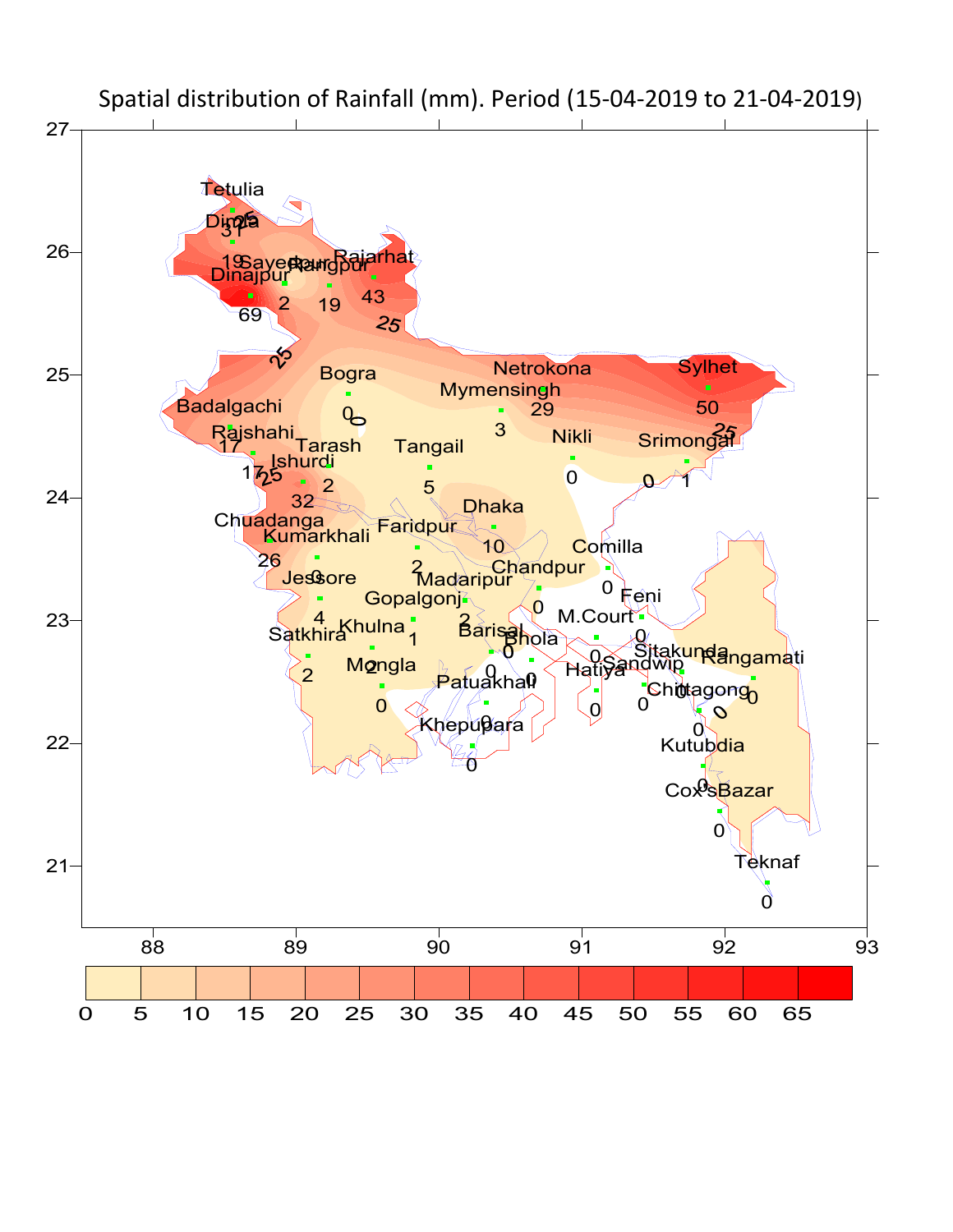# Spatial distribution of Rainfall (mm). Period (15-04-2019 to 21-04-2019)

| Station | Rainfall (mm) |
|---|---|
| Tetulia | 25 |
| Dimla | 31 |
| Dinajpur | 69 |
| Sayedpur | 2 |
| Rangpur | 19 |
| Rajarhat | 43 |
| Bogra | 0 |
| Badalgachi | 17 |
| Rajshahi | 17 |
| Tarash | 2 |
| Ishurdi | 32 |
| Chuadanga | 26 |
| Kumarkhali | 0 |
| Jessore | 4 |
| Satkhira | 2 |
| Khulna | 2 |
| Mongla | 0 |
| Gopalgonj | 1 |
| Madaripur | 2 |
| Faridpur | 2 |
| Tangail | 5 |
| Dhaka | 10 |
| Mymensingh | 3 |
| Netrokona | 29 |
| Nikli | 0 |
| Sylhet | 50 |
| Srimongal | 1 |
| Comilla | 0 |
| Chandpur | 0 |
| Barisal | 0 |
| Bhola | 0 |
| Patuakhali | 0 |
| Khepupara | 0 |
| M.Court | 0 |
| Feni | 0 |
| Hatiya | 0 |
| Sandwip | 0 |
| Sitakunda | 0 |
| Chittagong | 0 |
| Rangamati | 0 |
| Kutubdia | 0 |
| Cox'sBazar | 0 |
| Teknaf | 0 |

Legend (mm): 0, 5, 10, 15, 20, 25, 30, 35, 40, 45, 50, 55, 60, 65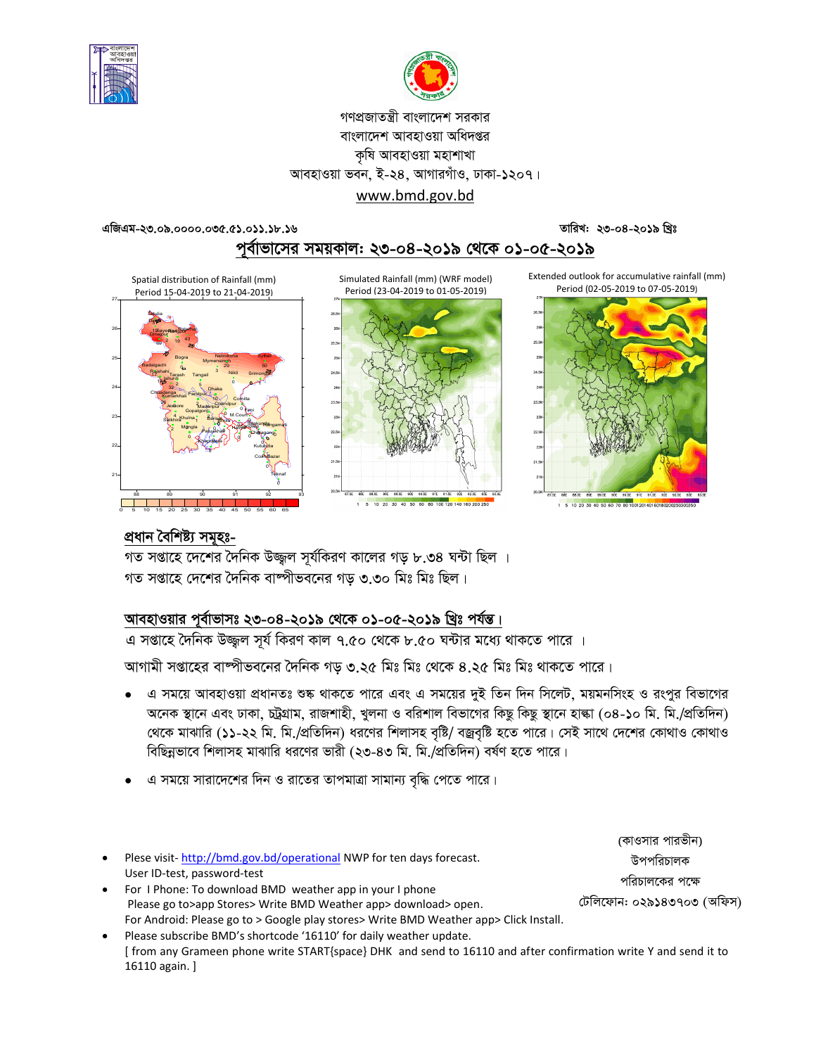গণপ্রজাতন্ত্রী বাংলাদেশ সরকার
বাংলাদেশ আবহাওয়া অধিদপ্তর
কৃষি আবহাওয়া মহাশাখা
আবহাওয়া ভবন, ই-২৪, আগারগাঁও, ঢাকা-১২০৭।
www.bmd.gov.bd

এজিএম-২৩.০৯.০০০০.০৩৫.৫১.০১১.১৮.১৬ তারিখঃ ২৩-০৪-২০১৯ খ্রিঃ

## পূর্বাভাসের সময়কাল: ২৩-০৪-২০১৯ থেকে ০১-০৫-২০১৯

Spatial distribution of Rainfall (mm) Period 15-04-2019 to 21-04-2019)

Simulated Rainfall (mm) (WRF model) Period (23-04-2019 to 01-05-2019)

Extended outlook for accumulative rainfall (mm) Period (02-05-2019 to 07-05-2019)

## প্রধান বৈশিষ্ট্য সমূহঃ-

গত সপ্তাহে দেশের দৈনিক উজ্জ্বল সূর্যকিরণ কালের গড় ৮.৩৪ ঘন্টা ছিল ।
গত সপ্তাহে দেশের দৈনিক বাষ্পীভবনের গড় ৩.৩০ মিঃ মিঃ ছিল।

## আবহাওয়ার পূর্বাভাসঃ ২৩-০৪-২০১৯ থেকে ০১-০৫-২০১৯ খ্রিঃ পর্যন্ত।

এ সপ্তাহে দৈনিক উজ্জ্বল সূর্য কিরণ কাল ৭.৫০ থেকে ৮.৫০ ঘন্টার মধ্যে থাকতে পারে ।

আগামী সপ্তাহের বাষ্পীভবনের দৈনিক গড় ৩.২৫ মিঃ মিঃ থেকে ৪.২৫ মিঃ মিঃ থাকতে পারে।

- এ সময়ে আবহাওয়া প্রধানতঃ শুষ্ক থাকতে পারে এবং এ সময়ের দুই তিন দিন সিলেট, ময়মনসিংহ ও রংপুর বিভাগের অনেক স্থানে এবং ঢাকা, চট্রগ্রাম, রাজশাহী, খুলনা ও বরিশাল বিভাগের কিছু কিছু স্থানে হাল্কা (০৪-১০ মি. মি./প্রতিদিন) থেকে মাঝারি (১১-২২ মি. মি./প্রতিদিন) ধরণের শিলাসহ বৃষ্টি/ বজ্রবৃষ্টি হতে পারে। সেই সাথে দেশের কোথাও কোথাও বিছিন্নভাবে শিলাসহ মাঝারি ধরণের ভারী (২৩-৪৩ মি. মি./প্রতিদিন) বর্ষণ হতে পারে।
- এ সময়ে সারাদেশের দিন ও রাতের তাপমাত্রা সামান্য বৃদ্ধি পেতে পারে।

(কাওসার পারভীন)
উপপরিচালক
পরিচালকের পক্ষে
টেলিফোন: ০২৯১৪৩৭০৩ (অফিস)

- Plese visit- http://bmd.gov.bd/operational NWP for ten days forecast.
  User ID-test, password-test
- For I Phone: To download BMD weather app in your I phone
  Please go to>app Stores> Write BMD Weather app> download> open.
  For Android: Please go to > Google play stores> Write BMD Weather app> Click Install.
- Please subscribe BMD's shortcode '16110' for daily weather update.
  [ from any Grameen phone write START{space} DHK and send to 16110 and after confirmation write Y and send it to 16110 again. ]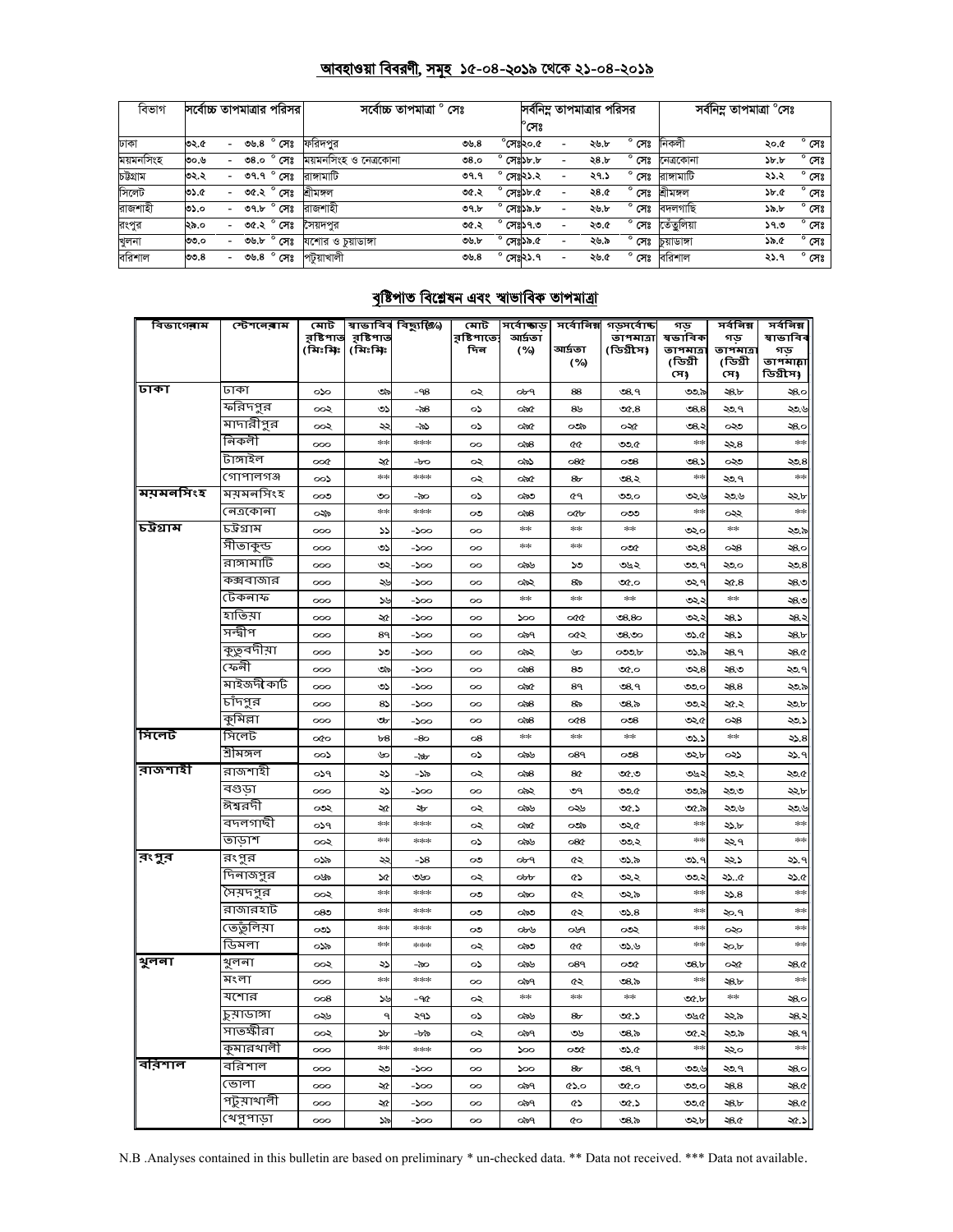## আবহাওয়া বিবরণী, সমূহ ১৫-০৪-২০১৯ থেকে ২১-০৪-২০১৯

| বিভাগ | সর্বোচ্চ তাপমাত্রার পরিসর | সর্বোচ্চ তাপমাত্রা ° সেঃ | | সর্বনিম্ন তাপমাত্রার পরিসর °সেঃ | সর্বনিম্ন তাপমাত্রা °সেঃ | |
|---|---|---|---|---|---|---|
| ঢাকা | ৩২.৫ - ৩৬.৪ ° সেঃ | ফরিদপুর | ৩৬.৪ °সেঃ | ২০.৫ - ২৬.৮ ° সেঃ | নিকলী | ২০.৫ ° সেঃ |
| ময়মনসিংহ | ৩০.৬ - ৩৪.০ ° সেঃ | ময়মনসিংহ ও নেত্রকোনা | ৩৪.০ ° সেঃ | ১৮.৮ - ২৪.৮ ° সেঃ | নেত্রকোনা | ১৮.৮ ° সেঃ |
| চট্টগ্রাম | ৩২.২ - ৩৭.৭ ° সেঃ | রাঙ্গামাটি | ৩৭.৭ ° সেঃ | ২১.২ - ২৭.১ ° সেঃ | রাঙ্গামাটি | ২১.২ ° সেঃ |
| সিলেট | ৩১.৫ - ৩৫.২ ° সেঃ | শ্রীমঙ্গল | ৩৫.২ ° সেঃ | ১৮.৫ - ২৪.৫ ° সেঃ | শ্রীমঙ্গল | ১৮.৫ ° সেঃ |
| রাজশাহী | ৩১.০ - ৩৭.৮ ° সেঃ | রাজশাহী | ৩৭.৮ ° সেঃ | ১৯.৮ - ২৬.৮ ° সেঃ | বদলগাছি | ১৯.৮ ° সেঃ |
| রংপুর | ২৯.০ - ৩৫.২ ° সেঃ | সৈয়দপুর | ৩৫.২ ° সেঃ | ১৭.৩ - ২৩.৫ ° সেঃ | তেঁতুলিয়া | ১৭.৩ ° সেঃ |
| খুলনা | ৩৩.০ - ৩৬.৮ ° সেঃ | যশোর ও চুয়াডাঙ্গা | ৩৬.৮ ° সেঃ | ১৯.৫ - ২৬.৯ ° সেঃ | চুয়াডাঙ্গা | ১৯.৫ ° সেঃ |
| বরিশাল | ৩৩.৪ - ৩৬.৪ ° সেঃ | পটুয়াখালী | ৩৬.৪ ° সেঃ | ২১.৭ - ২৬.৫ ° সেঃ | বরিশাল | ২১.৭ ° সেঃ |

## বৃষ্টিপাত বিশ্লেষন এবং স্বাভাবিক তাপমাত্রা

| বিভাগের নাম | স্টেশনের নাম | মোট বৃষ্টিপাত (মিঃমিঃ) | স্বাভাবিক বৃষ্টিপাত (মিঃমিঃ) | বিচ্যুতি(%) | মোট বৃষ্টিপাতের দিন | সর্বোচ্চ গড় আর্দ্রতা (%) | সর্বোনিম্ন আর্দ্রতা (%) | গড় সর্বোচ্চ তাপমাত্রা (ডিগ্রী সেঃ) | গড় স্বাভাবিক তাপমাত্রা (ডিগ্রী সেঃ) | সর্বনিম্ন গড় তাপমাত্রা (ডিগ্রী সেঃ) | সর্বনিম্ন স্বাভাবিক গড় তাপমাত্রা (ডিগ্রী সেঃ) |
|---|---|---|---|---|---|---|---|---|---|---|---|
| ঢাকা | ঢাকা | ০১০ | ৩৯ | -৭৪ | ০২ | ০৮৭ | ৪৪ | ৩৪.৭ | ৩৩.৯ | ২৪.৮ | ২৪.০ |
| | ফরিদপুর | ০০২ | ৩১ | -৯৪ | ০১ | ০৯৫ | ৪৬ | ৩৫.৪ | ৩৪.৪ | ২৩.৭ | ২৩.৬ |
| | মাদারীপুর | ০০২ | ২২ | -৯১ | ০১ | ০৯৫ | ০৩৯ | ০২৫ | ৩৪.২ | ০২৩ | ২৪.০ |
| | নিকলী | ০০০ | ** | *** | ০০ | ০৯৪ | ৫৫ | ৩৩.৫ | ** | ২২.৪ | ** |
| | টাঙ্গাইল | ০০৫ | ২৫ | -৮০ | ০২ | ০৯১ | ০৪৫ | ০৩৪ | ৩৪.১ | ০২৩ | ২৩.৪ |
| | গোপালগঞ্জ | ০০১ | ** | *** | ০২ | ০৯৫ | ৪৮ | ৩৪.২ | ** | ২৩.৭ | ** |
| ময়মনসিংহ | ময়মনসিংহ | ০০৩ | ৩০ | -৯০ | ০১ | ০৯৩ | ৫৭ | ৩৩.০ | ৩২.৬ | ২৩.৬ | ২২.৮ |
| | নেত্রকোনা | ০২৯ | ** | *** | ০৩ | ০৯৪ | ০৫৮ | ০৩৩ | ** | ০২২ | ** |
| চট্টগ্রাম | চট্টগ্রাম | ০০০ | ১১ | -১০০ | ০০ | ** | ** | ** | ৩২.০ | ** | ২৩.৯ |
| | সীতাকুন্ড | ০০০ | ৩১ | -১০০ | ০০ | ** | ** | ০৩৫ | ৩২.৪ | ০২৪ | ২৪.০ |
| | রাঙ্গামাটি | ০০০ | ৩২ | -১০০ | ০০ | ০৯৬ | ১৩ | ৩৬.২ | ৩৩.৭ | ২৩.০ | ২৩.৪ |
| | কক্সবাজার | ০০০ | ২৬ | -১০০ | ০০ | ০৯২ | ৪৯ | ৩৫.০ | ৩২.৭ | ২৫.৪ | ২৪.৩ |
| | টেকনাফ | ০০০ | ১৬ | -১০০ | ০০ | ** | ** | ** | ৩২.২ | ** | ২৪.৩ |
| | হাতিয়া | ০০০ | ২৫ | -১০০ | ০০ | ১০০ | ০৫৫ | ৩৪.৪০ | ৩২.২ | ২৪.১ | ২৪.২ |
| | সন্দ্বীপ | ০০০ | ৪৭ | -১০০ | ০০ | ০৯৭ | ০৫২ | ৩৪.৩০ | ৩১.৫ | ২৪.১ | ২৪.৮ |
| | কুতুবদীয়া | ০০০ | ১৩ | -১০০ | ০০ | ০৯২ | ৬০ | ০৩৩.৮ | ৩১.৯ | ২৪.৭ | ২৪.৫ |
| | ফেনী | ০০০ | ৩৯ | -১০০ | ০০ | ০৯৪ | ৪৩ | ৩৫.০ | ৩২.৪ | ২৪.৩ | ২৩.৭ |
| | মাইজদীকোর্ট | ০০০ | ৩১ | -১০০ | ০০ | ০৯৫ | ৪৭ | ৩৪.৭ | ৩৩.০ | ২৪.৪ | ২৩.৯ |
| | চাঁদপুর | ০০০ | ৪১ | -১০০ | ০০ | ০৯৪ | ৪৯ | ৩৪.৯ | ৩৩.২ | ২৫.২ | ২৩.৮ |
| | কুমিল্লা | ০০০ | ৩৮ | -১০০ | ০০ | ০৯৪ | ০২৪ | ০৩৪ | ৩২.৫ | ০২৪ | ২৩.১ |
| সিলেট | সিলেট | ০৫০ | ৮৪ | -৪০ | ০৪ | ** | ** | ** | ৩১.১ | ** | ২১.৪ |
| | শ্রীমঙ্গল | ০০১ | ৬০ | -৯৮ | ০১ | ০৯৬ | ০৪৭ | ০৩৪ | ৩২.৮ | ০২১ | ২১.৭ |
| রাজশাহী | রাজশাহী | ০১৭ | ২১ | -১৯ | ০২ | ০৯৪ | ৪৫ | ৩৫.৩ | ৩৬.২ | ২৩.২ | ২৩.৫ |
| | বগুড়া | ০০০ | ২১ | -১০০ | ০০ | ০৯২ | ৩৭ | ৩৩.৫ | ৩৩.৯ | ২৩.৩ | ২২.৮ |
| | ঈশ্বরদী | ০৩২ | ২৫ | ২৮ | ০২ | ০৯৬ | ০২৬ | ৩৫.১ | ৩৫.৯ | ২৩.৬ | ২৩.৬ |
| | বদলগাছী | ০১৭ | ** | *** | ০২ | ০৯৫ | ০৩৯ | ৩২.৫ | ** | ২১.৮ | ** |
| | তাড়াশ | ০০২ | ** | *** | ০১ | ০৯৬ | ০৪৫ | ৩৩.২ | ** | ২২.৭ | ** |
| রংপুর | রংপুর | ০১৯ | ২২ | -১৪ | ০৩ | ০৮৭ | ৫২ | ৩১.৯ | ৩১.৭ | ২২.১ | ২১.৭ |
| | দিনাজপুর | ০৬৯ | ১৫ | ৩৬০ | ০২ | ০৮৮ | ৫১ | ৩২.২ | ৩৩.২ | ২১..৫ | ২১.৫ |
| | সৈয়দপুর | ০০২ | ** | *** | ০৩ | ০৯০ | ৫২ | ৩২.৯ | ** | ২১.৪ | ** |
| | রাজারহাট | ০৪০ | ** | *** | ০৩ | ০৯৩ | ৫২ | ৩১.৪ | ** | ২০.৭ | ** |
| | তেতুঁলিয়া | ০৩১ | ** | *** | ০৩ | ০৮৬ | ০৬৭ | ০৩২ | ** | ০২০ | ** |
| | ডিমলা | ০১৯ | ** | *** | ০২ | ০৯৩ | ৫৫ | ৩১.৬ | ** | ২০.৮ | ** |
| খুলনা | খুলনা | ০০২ | ২১ | -৯০ | ০১ | ০৯৬ | ০৪৭ | ০৩৫ | ৩৪.৮ | ০২৫ | ২৪.৫ |
| | মংলা | ০০০ | ** | *** | ০০ | ০৯৭ | ৫২ | ৩৪.৯ | ** | ২৪.৮ | ** |
| | যশোর | ০০৪ | ১৬ | -৭৫ | ০২ | ** | ** | ** | ৩৫.৮ | ** | ২৪.০ |
| | চুয়াডাঙ্গা | ০২৬ | ৭ | ২৭১ | ০১ | ০৯৬ | ৪৮ | ৩৫.১ | ৩৬.৫ | ২২.৯ | ২৪.২ |
| | সাতক্ষীরা | ০০২ | ১৮ | -৮৯ | ০২ | ০৯৭ | ৩৬ | ৩৪.৯ | ৩৫.২ | ২৩.৯ | ২৪.৭ |
| | কুমারখালী | ০০০ | ** | *** | ০০ | ১০০ | ০৩৫ | ৩১.৫ | ** | ২২.০ | ** |
| বরিশাল | বরিশাল | ০০০ | ২৩ | -১০০ | ০০ | ১০০ | ৪৮ | ৩৪.৭ | ৩৩.৬ | ২৩.৭ | ২৪.০ |
| | ভোলা | ০০০ | ২৫ | -১০০ | ০০ | ০৯৭ | ৫১.০ | ৩৫.০ | ৩৩.০ | ২৪.৪ | ২৪.৫ |
| | পটুয়াখালী | ০০০ | ২৫ | -১০০ | ০০ | ০৯৭ | ৫১ | ৩৫.১ | ৩৩.৫ | ২৪.৮ | ২৪.৫ |
| | খেপুপাড়া | ০০০ | ১৯ | -১০০ | ০০ | ০৯৭ | ৫০ | ৩৪.৯ | ৩২.৮ | ২৪.৫ | ২৫.১ |

N.B .Analyses contained in this bulletin are based on preliminary * un-checked data. ** Data not received. *** Data not available.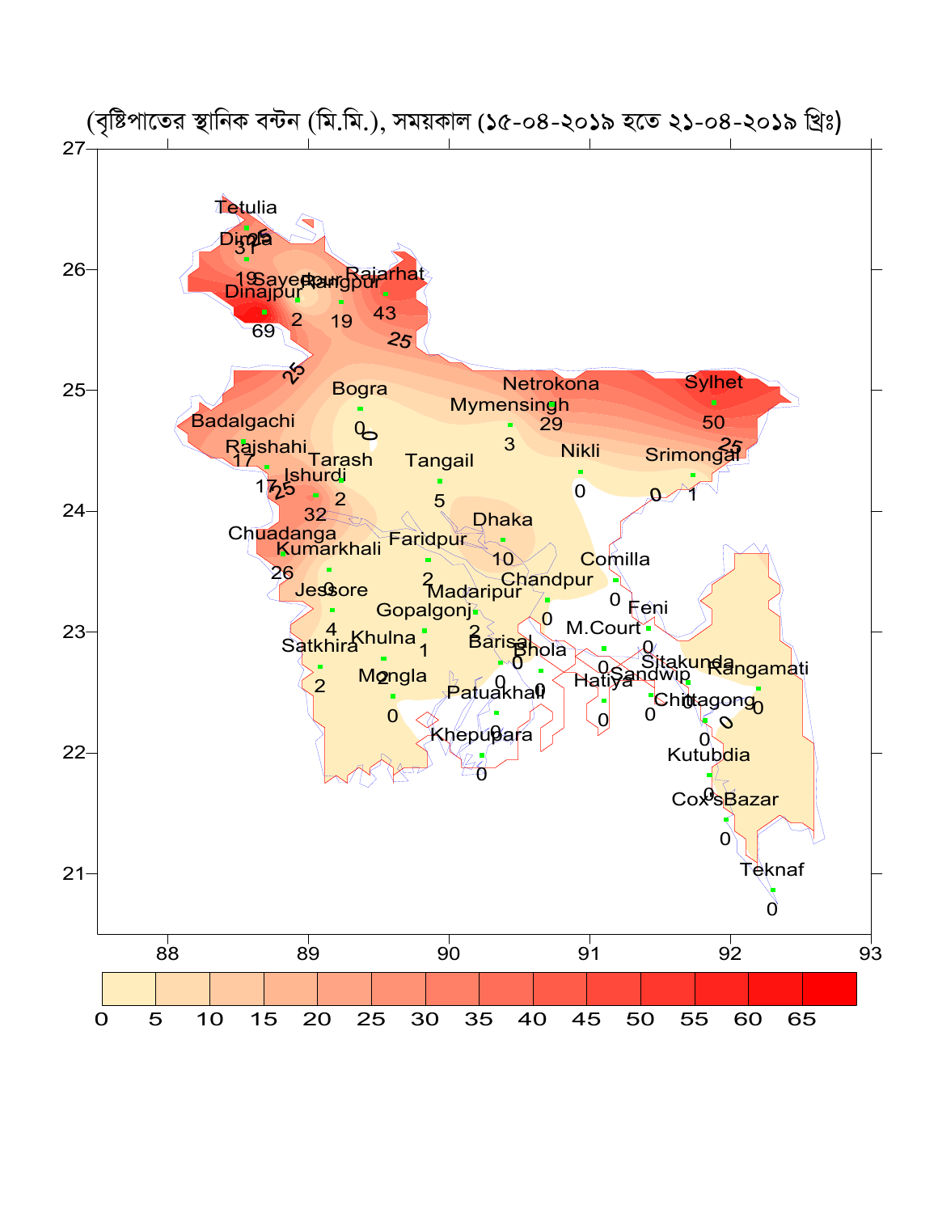(বৃষ্টিপাতের স্থানিক বন্টন (মি.মি.), সময়কাল (১৫-০৪-২০১৯ হতে ২১-০৪-২০১৯ খ্রিঃ)

27
26
25
24
23
22
21

88
89
90
91
92
93

Tetulia
Dimla
Sayedpur
Rangpur
Rajarhat
Dinajpur
Bogra
Netrokona
Sylhet
Mymensingh
Badalgachi
Rajshahi
Tarash
Ishurdi
Tangail
Nikli
Srimongal
Dhaka
Chuadanga
Kumarkhali
Faridpur
Comilla
Chandpur
Jessore
Madaripur
Gopalgonj
Feni
M.Court
Satkhira
Khulna
Barisal
Bhola
Sitakunda
Rangamati
Mongla
Sandwip
Hatiya
Patuakhali
Chittagong
Khepupara
Kutubdia
Cox'sBazar
Teknaf

Tetulia 25, Dimla 31, Sayedpur 19, Rangpur 19, Rajarhat 43, Dinajpur 69, Sayedpur 2, Bogra 0, Netrokona 29, Sylhet 50, Mymensingh 3, Rajshahi 17, Tarash 2, Ishurdi 32, Badalgachi 17, Tangail 5, Nikli 0, Srimongal 1, 0, Dhaka 10, Chuadanga 26, Kumarkhali 0, Faridpur 2, Comilla 0, Chandpur 0, Jessore 4, Madaripur 2, Gopalgonj 1, Feni 0, M.Court 0, Satkhira 2, Khulna 2, Barisal 0, Bhola 0, Sitakunda 0, Rangamati 0, Mongla 0, Sandwip 0, Hatiya 0, Patuakhali 0, Chittagong 0, Khepupara 0, Kutubdia 0, Cox'sBazar 0, Teknaf 0

0 5 10 15 20 25 30 35 40 45 50 55 60 65